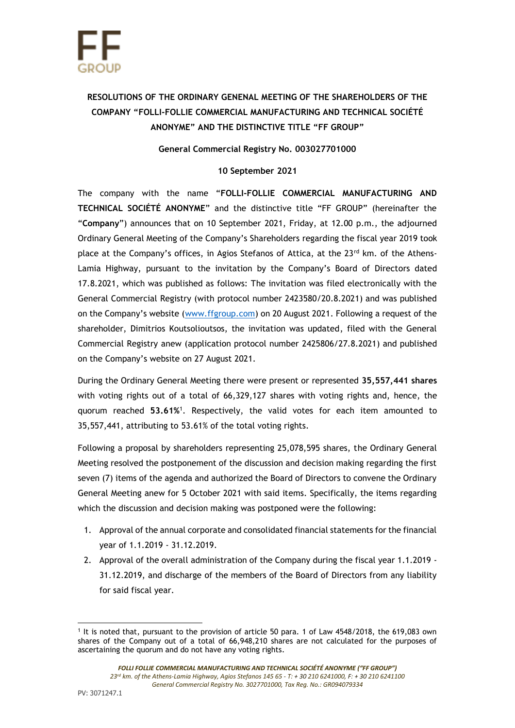# RESOLUTIONS OF THE ORDINARY GENENAL MEETING OF THE SHAREHOLDERS OF THE COMPANY "FOLLI-FOLLIE COMMERCIAL MANUFACTURING AND TECHNICAL SOCIÉTÉ ANONYME" AND THE DISTINCTIVE TITLE "FF GROUP"

**General Commercial Registry No. 003027701000**

**10 September 2021**

The company with the name "**FOLLI-FOLLIE COMMERCIAL MANUFACTURING AND TECHNICAL SOCIÉTÉ ANONYME**" and the distinctive title "FF GROUP" (hereinafter the "**Company**") announces that on 10 September 2021, Friday, at 12.00 p.m., the adjourned Ordinary General Meeting of the Company's Shareholders regarding the fiscal year 2019 took place at the Company's offices, in Agios Stefanos of Attica, at the 23rd km. of the Athens-Lamia Highway, pursuant to the invitation by the Company's Board of Directors dated 17.8.2021, which was published as follows: The invitation was filed electronically with the General Commercial Registry (with protocol number 2423580/20.8.2021) and was published on the Company's website (www.ffgroup.com) on 20 August 2021. Following a request of the shareholder, Dimitrios Koutsolioutsos, the invitation was updated, filed with the General Commercial Registry anew (application protocol number 2425806/27.8.2021) and published on the Company's website on 27 August 2021.

During the Ordinary General Meeting there were present or represented **35,557,441 shares** with voting rights out of a total of 66,329,127 shares with voting rights and, hence, the quorum reached **53.61%**[1]. Respectively, the valid votes for each item amounted to 35,557,441, attributing to 53.61% of the total voting rights.

Following a proposal by shareholders representing 25,078,595 shares, the Ordinary General Meeting resolved the postponement of the discussion and decision making regarding the first seven (7) items of the agenda and authorized the Board of Directors to convene the Ordinary General Meeting anew for 5 October 2021 with said items. Specifically, the items regarding which the discussion and decision making was postponed were the following:

1. Approval of the annual corporate and consolidated financial statements for the financial year of 1.1.2019 - 31.12.2019.
2. Approval of the overall administration of the Company during the fiscal year 1.1.2019 - 31.12.2019, and discharge of the members of the Board of Directors from any liability for said fiscal year.

[1] It is noted that, pursuant to the provision of article 50 para. 1 of Law 4548/2018, the 619,083 own shares of the Company out of a total of 66,948,210 shares are not calculated for the purposes of ascertaining the quorum and do not have any voting rights.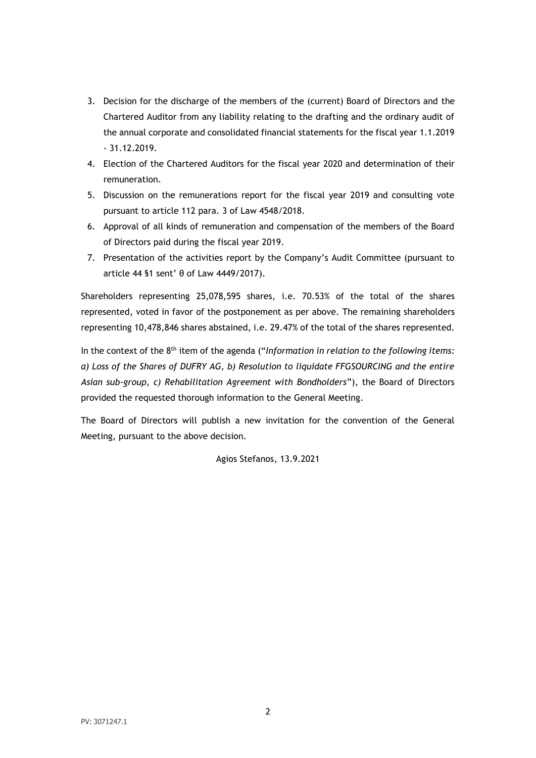3. Decision for the discharge of the members of the (current) Board of Directors and the Chartered Auditor from any liability relating to the drafting and the ordinary audit of the annual corporate and consolidated financial statements for the fiscal year 1.1.2019 - 31.12.2019.
4. Election of the Chartered Auditors for the fiscal year 2020 and determination of their remuneration.
5. Discussion on the remunerations report for the fiscal year 2019 and consulting vote pursuant to article 112 para. 3 of Law 4548/2018.
6. Approval of all kinds of remuneration and compensation of the members of the Board of Directors paid during the fiscal year 2019.
7. Presentation of the activities report by the Company's Audit Committee (pursuant to article 44 §1 sent' θ of Law 4449/2017).

Shareholders representing 25,078,595 shares, i.e. 70.53% of the total of the shares represented, voted in favor of the postponement as per above. The remaining shareholders representing 10,478,846 shares abstained, i.e. 29.47% of the total of the shares represented.

In the context of the 8th item of the agenda ("*Information in relation to the following items: a) Loss of the Shares of DUFRY AG, b) Resolution to liquidate FFGSOURCING and the entire Asian sub-group, c) Rehabilitation Agreement with Bondholders*"), the Board of Directors provided the requested thorough information to the General Meeting.

The Board of Directors will publish a new invitation for the convention of the General Meeting, pursuant to the above decision.

Agios Stefanos, 13.9.2021

PV: 3071247.1